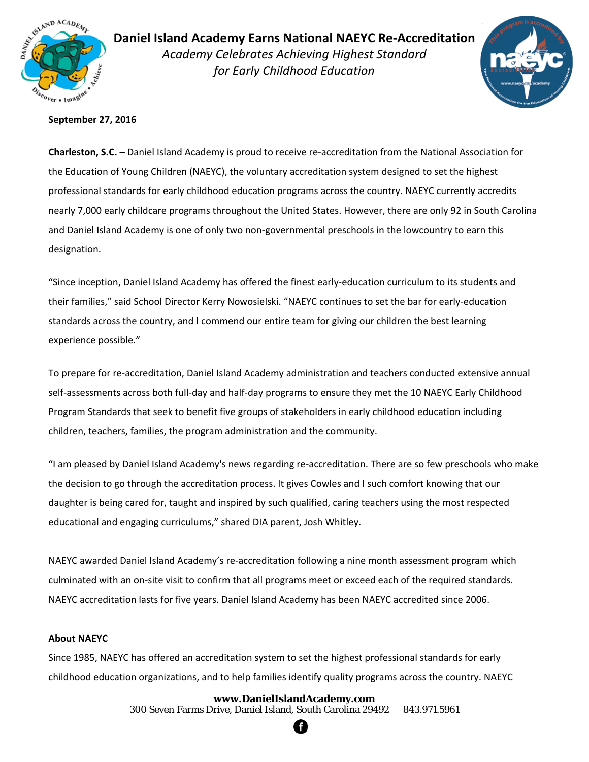# Daniel Island Academy Earns National NAEYC Re-Accreditation

*Academy Celebrates Achieving Highest Standard for Early Childhood Education*

**September 27, 2016**

**Charleston, S.C. –** Daniel Island Academy is proud to receive re-accreditation from the National Association for the Education of Young Children (NAEYC), the voluntary accreditation system designed to set the highest professional standards for early childhood education programs across the country. NAEYC currently accredits nearly 7,000 early childcare programs throughout the United States. However, there are only 92 in South Carolina and Daniel Island Academy is one of only two non-governmental preschools in the lowcountry to earn this designation.

"Since inception, Daniel Island Academy has offered the finest early-education curriculum to its students and their families," said School Director Kerry Nowosielski. "NAEYC continues to set the bar for early-education standards across the country, and I commend our entire team for giving our children the best learning experience possible."

To prepare for re-accreditation, Daniel Island Academy administration and teachers conducted extensive annual self-assessments across both full-day and half-day programs to ensure they met the 10 NAEYC Early Childhood Program Standards that seek to benefit five groups of stakeholders in early childhood education including children, teachers, families, the program administration and the community.

"I am pleased by Daniel Island Academy's news regarding re-accreditation. There are so few preschools who make the decision to go through the accreditation process. It gives Cowles and I such comfort knowing that our daughter is being cared for, taught and inspired by such qualified, caring teachers using the most respected educational and engaging curriculums," shared DIA parent, Josh Whitley.

NAEYC awarded Daniel Island Academy's re-accreditation following a nine month assessment program which culminated with an on-site visit to confirm that all programs meet or exceed each of the required standards. NAEYC accreditation lasts for five years. Daniel Island Academy has been NAEYC accredited since 2006.

**About NAEYC**

Since 1985, NAEYC has offered an accreditation system to set the highest professional standards for early childhood education organizations, and to help families identify quality programs across the country. NAEYC

**www.DanielIslandAcademy.com**
300 Seven Farms Drive, Daniel Island, South Carolina 29492 843.971.5961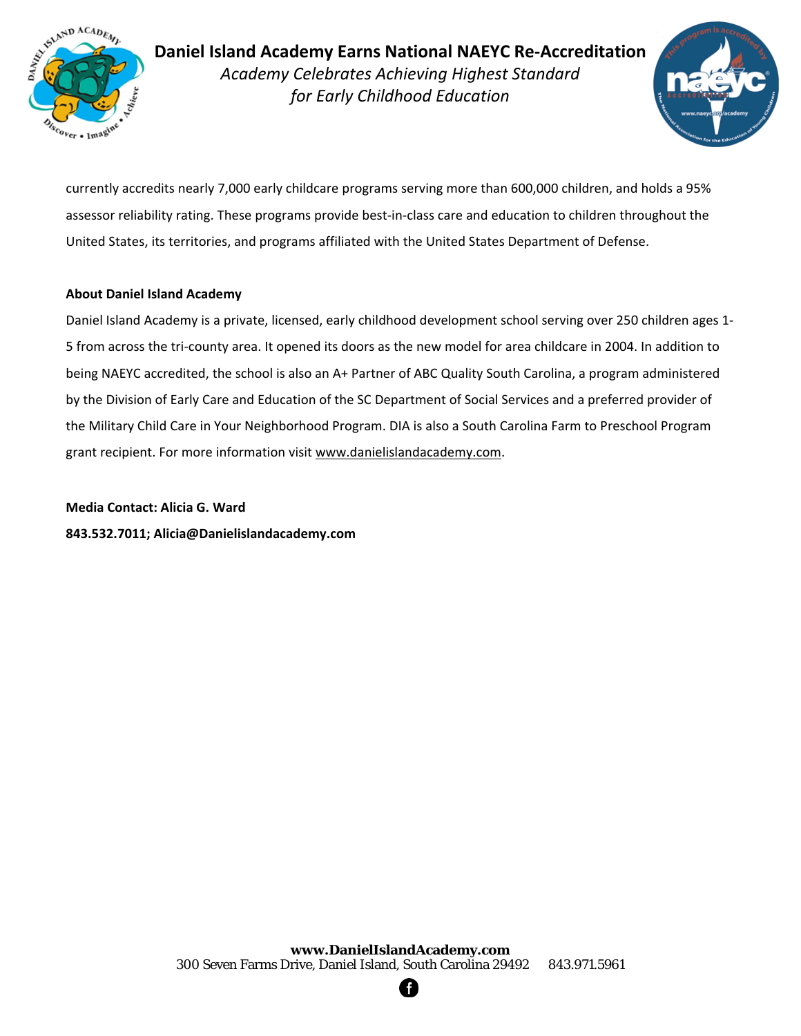currently accredits nearly 7,000 early childcare programs serving more than 600,000 children, and holds a 95% assessor reliability rating. These programs provide best-in-class care and education to children throughout the United States, its territories, and programs affiliated with the United States Department of Defense.

**About Daniel Island Academy**

Daniel Island Academy is a private, licensed, early childhood development school serving over 250 children ages 1-5 from across the tri-county area. It opened its doors as the new model for area childcare in 2004. In addition to being NAEYC accredited, the school is also an A+ Partner of ABC Quality South Carolina, a program administered by the Division of Early Care and Education of the SC Department of Social Services and a preferred provider of the Military Child Care in Your Neighborhood Program. DIA is also a South Carolina Farm to Preschool Program grant recipient. For more information visit www.danielislandacademy.com.

**Media Contact: Alicia G. Ward**

**843.532.7011; Alicia@Danielislandacademy.com**